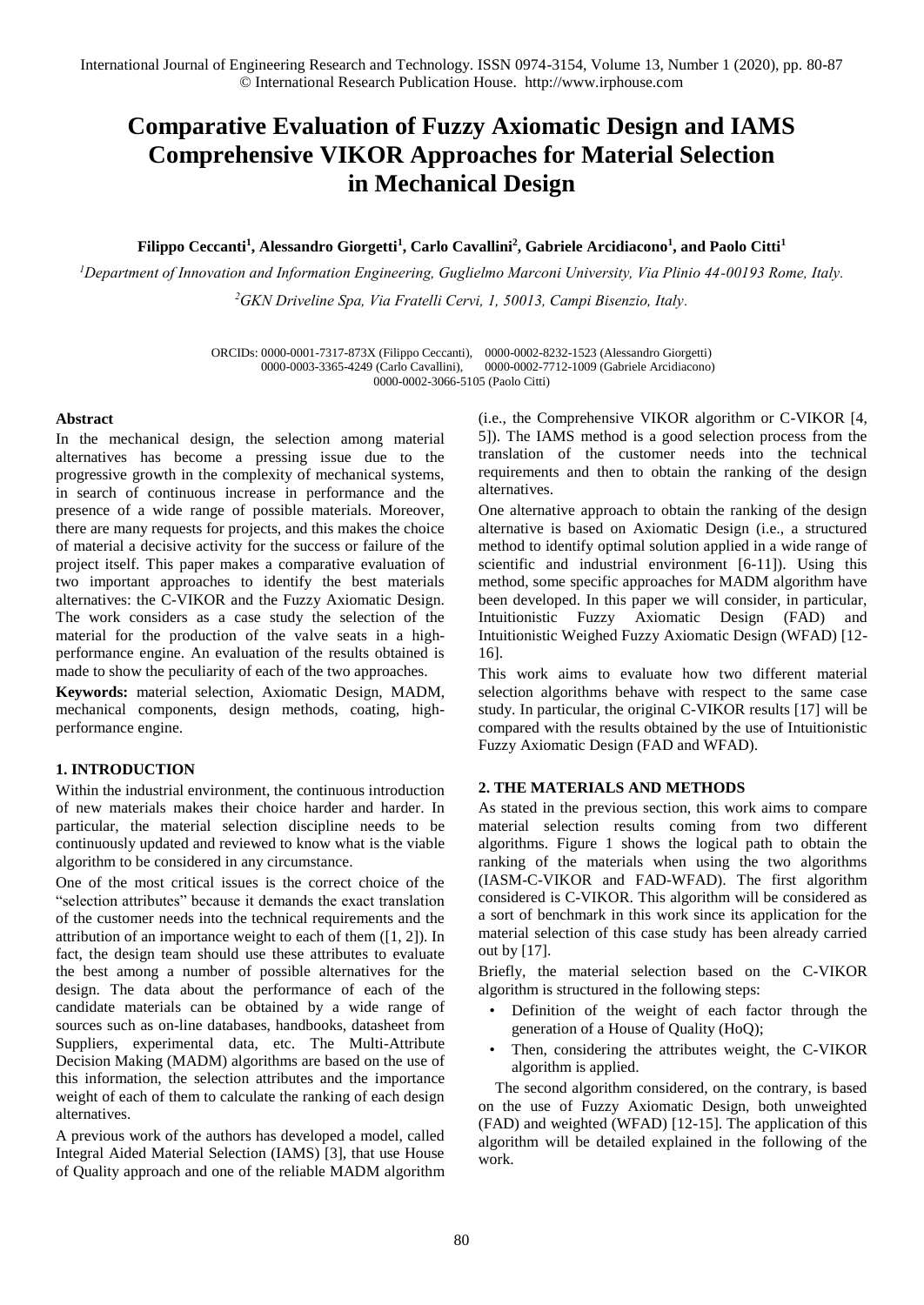# Comparative Evaluation of Fuzzy Axiomatic Design and IAMS Comprehensive VIKOR Approaches for Material Selection in Mechanical Design

**Filippo Ceccanti[1], Alessandro Giorgetti[1], Carlo Cavallini[2], Gabriele Arcidiacono[1], and Paolo Citti[1]**

*[1]Department of Innovation and Information Engineering, Guglielmo Marconi University, Via Plinio 44-00193 Rome, Italy.*

*[2]GKN Driveline Spa, Via Fratelli Cervi, 1, 50013, Campi Bisenzio, Italy.*

ORCIDs: 0000-0001-7317-873X (Filippo Ceccanti), 0000-0002-8232-1523 (Alessandro Giorgetti) 0000-0003-3365-4249 (Carlo Cavallini), 0000-0002-7712-1009 (Gabriele Arcidiacono) 0000-0002-3066-5105 (Paolo Citti)

### Abstract

In the mechanical design, the selection among material alternatives has become a pressing issue due to the progressive growth in the complexity of mechanical systems, in search of continuous increase in performance and the presence of a wide range of possible materials. Moreover, there are many requests for projects, and this makes the choice of material a decisive activity for the success or failure of the project itself. This paper makes a comparative evaluation of two important approaches to identify the best materials alternatives: the C-VIKOR and the Fuzzy Axiomatic Design. The work considers as a case study the selection of the material for the production of the valve seats in a high-performance engine. An evaluation of the results obtained is made to show the peculiarity of each of the two approaches.

**Keywords:** material selection, Axiomatic Design, MADM, mechanical components, design methods, coating, high-performance engine.

## 1. INTRODUCTION

Within the industrial environment, the continuous introduction of new materials makes their choice harder and harder. In particular, the material selection discipline needs to be continuously updated and reviewed to know what is the viable algorithm to be considered in any circumstance.

One of the most critical issues is the correct choice of the "selection attributes" because it demands the exact translation of the customer needs into the technical requirements and the attribution of an importance weight to each of them ([1, 2]). In fact, the design team should use these attributes to evaluate the best among a number of possible alternatives for the design. The data about the performance of each of the candidate materials can be obtained by a wide range of sources such as on-line databases, handbooks, datasheet from Suppliers, experimental data, etc. The Multi-Attribute Decision Making (MADM) algorithms are based on the use of this information, the selection attributes and the importance weight of each of them to calculate the ranking of each design alternatives.

A previous work of the authors has developed a model, called Integral Aided Material Selection (IAMS) [3], that use House of Quality approach and one of the reliable MADM algorithm (i.e., the Comprehensive VIKOR algorithm or C-VIKOR [4, 5]). The IAMS method is a good selection process from the translation of the customer needs into the technical requirements and then to obtain the ranking of the design alternatives.

One alternative approach to obtain the ranking of the design alternative is based on Axiomatic Design (i.e., a structured method to identify optimal solution applied in a wide range of scientific and industrial environment [6-11]). Using this method, some specific approaches for MADM algorithm have been developed. In this paper we will consider, in particular, Intuitionistic Fuzzy Axiomatic Design (FAD) and Intuitionistic Weighed Fuzzy Axiomatic Design (WFAD) [12-16].

This work aims to evaluate how two different material selection algorithms behave with respect to the same case study. In particular, the original C-VIKOR results [17] will be compared with the results obtained by the use of Intuitionistic Fuzzy Axiomatic Design (FAD and WFAD).

## 2. THE MATERIALS AND METHODS

As stated in the previous section, this work aims to compare material selection results coming from two different algorithms. Figure 1 shows the logical path to obtain the ranking of the materials when using the two algorithms (IASM-C-VIKOR and FAD-WFAD). The first algorithm considered is C-VIKOR. This algorithm will be considered as a sort of benchmark in this work since its application for the material selection of this case study has been already carried out by [17].

Briefly, the material selection based on the C-VIKOR algorithm is structured in the following steps:

- Definition of the weight of each factor through the generation of a House of Quality (HoQ);
- Then, considering the attributes weight, the C-VIKOR algorithm is applied.

The second algorithm considered, on the contrary, is based on the use of Fuzzy Axiomatic Design, both unweighted (FAD) and weighted (WFAD) [12-15]. The application of this algorithm will be detailed explained in the following of the work.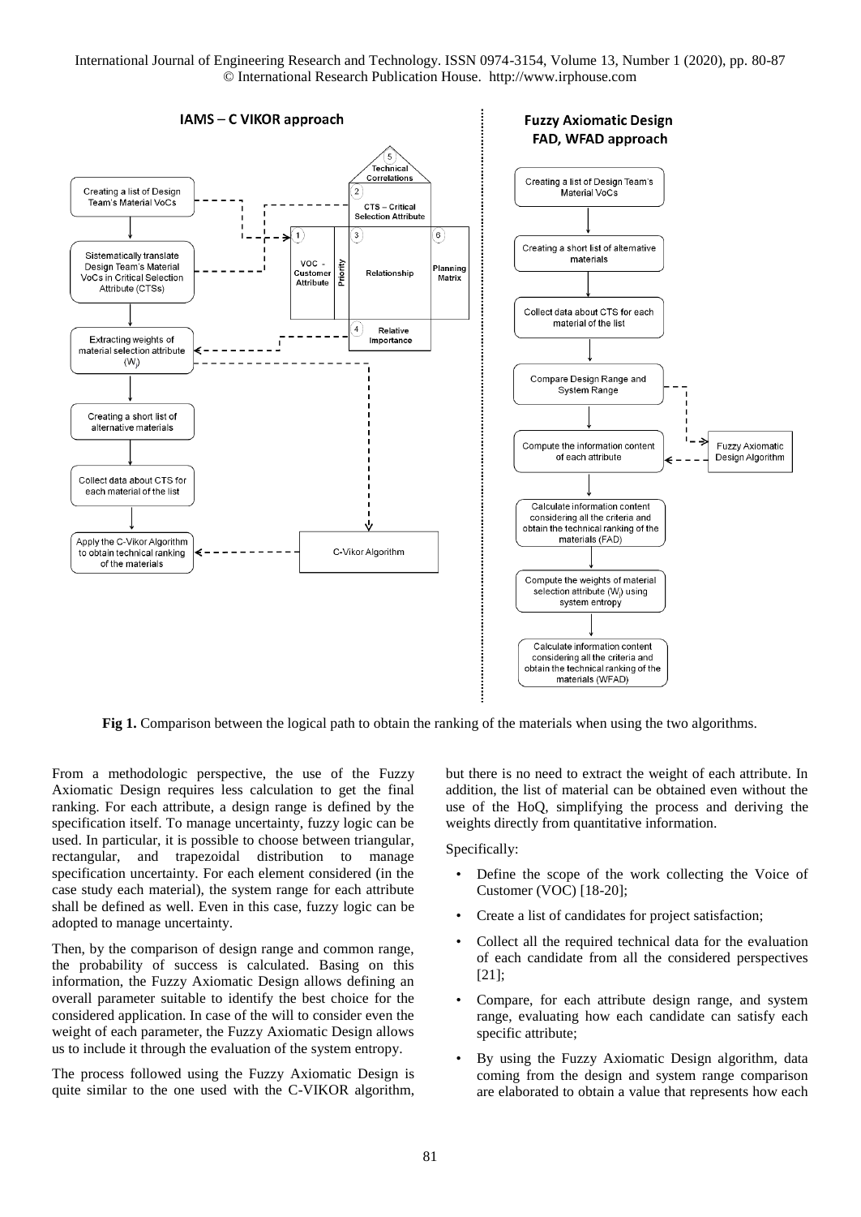**Fig 1.** Comparison between the logical path to obtain the ranking of the materials when using the two algorithms.

From a methodologic perspective, the use of the Fuzzy Axiomatic Design requires less calculation to get the final ranking. For each attribute, a design range is defined by the specification itself. To manage uncertainty, fuzzy logic can be used. In particular, it is possible to choose between triangular, rectangular, and trapezoidal distribution to manage specification uncertainty. For each element considered (in the case study each material), the system range for each attribute shall be defined as well. Even in this case, fuzzy logic can be adopted to manage uncertainty.

Then, by the comparison of design range and common range, the probability of success is calculated. Basing on this information, the Fuzzy Axiomatic Design allows defining an overall parameter suitable to identify the best choice for the considered application. In case of the will to consider even the weight of each parameter, the Fuzzy Axiomatic Design allows us to include it through the evaluation of the system entropy.

The process followed using the Fuzzy Axiomatic Design is quite similar to the one used with the C-VIKOR algorithm, but there is no need to extract the weight of each attribute. In addition, the list of material can be obtained even without the use of the HoQ, simplifying the process and deriving the weights directly from quantitative information.

Specifically:

- Define the scope of the work collecting the Voice of Customer (VOC) [18-20];
- Create a list of candidates for project satisfaction;
- Collect all the required technical data for the evaluation of each candidate from all the considered perspectives [21];
- Compare, for each attribute design range, and system range, evaluating how each candidate can satisfy each specific attribute;
- By using the Fuzzy Axiomatic Design algorithm, data coming from the design and system range comparison are elaborated to obtain a value that represents how each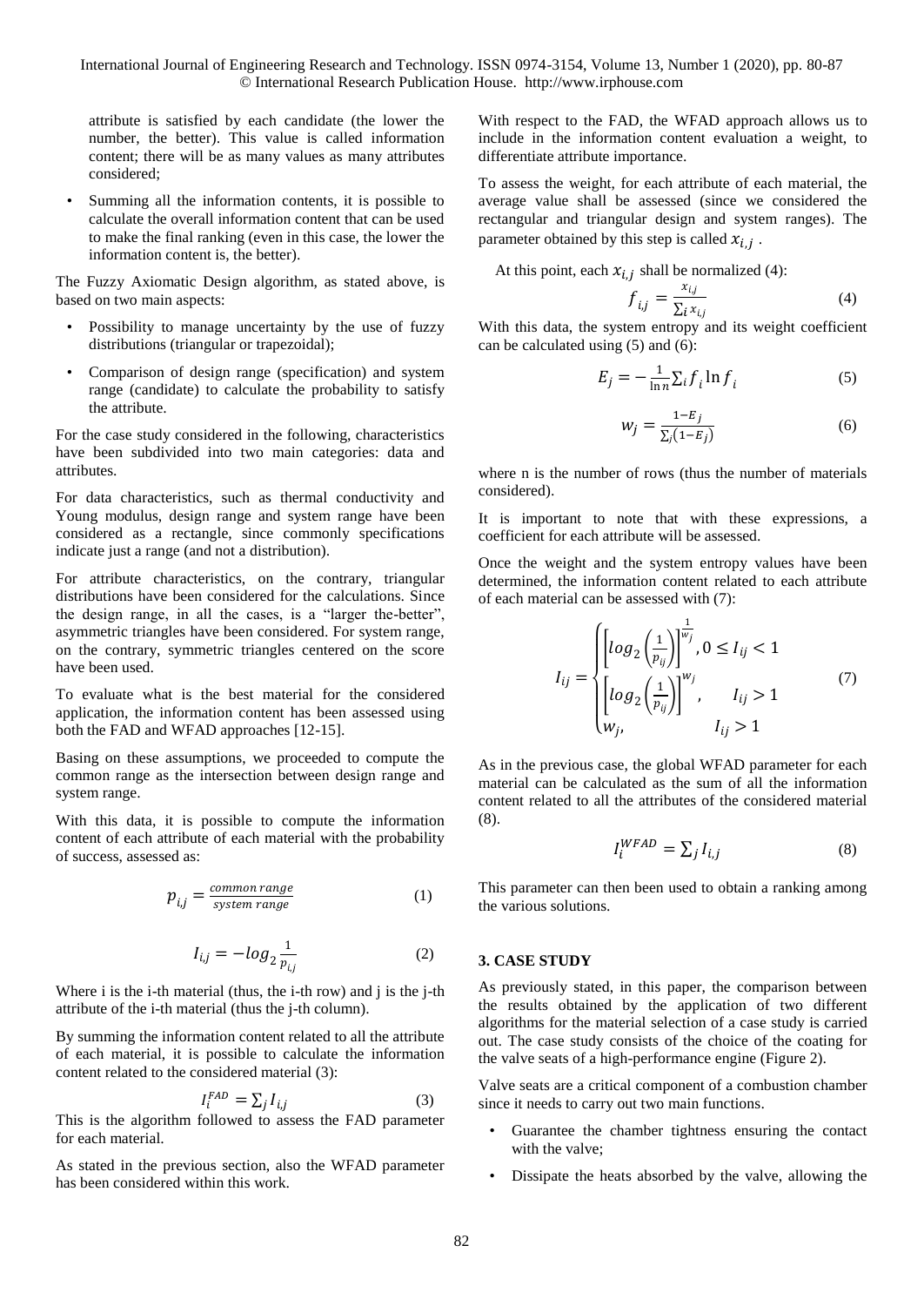attribute is satisfied by each candidate (the lower the number, the better). This value is called information content; there will be as many values as many attributes considered;

- Summing all the information contents, it is possible to calculate the overall information content that can be used to make the final ranking (even in this case, the lower the information content is, the better).

The Fuzzy Axiomatic Design algorithm, as stated above, is based on two main aspects:

- Possibility to manage uncertainty by the use of fuzzy distributions (triangular or trapezoidal);
- Comparison of design range (specification) and system range (candidate) to calculate the probability to satisfy the attribute.

For the case study considered in the following, characteristics have been subdivided into two main categories: data and attributes.

For data characteristics, such as thermal conductivity and Young modulus, design range and system range have been considered as a rectangle, since commonly specifications indicate just a range (and not a distribution).

For attribute characteristics, on the contrary, triangular distributions have been considered for the calculations. Since the design range, in all the cases, is a "larger the-better", asymmetric triangles have been considered. For system range, on the contrary, symmetric triangles centered on the score have been used.

To evaluate what is the best material for the considered application, the information content has been assessed using both the FAD and WFAD approaches [12-15].

Basing on these assumptions, we proceeded to compute the common range as the intersection between design range and system range.

With this data, it is possible to compute the information content of each attribute of each material with the probability of success, assessed as:

$$p_{i,j} = \frac{common\ range}{system\ range} \tag{1}$$

$$I_{i,j} = -log_2 \frac{1}{p_{i,j}} \tag{2}$$

Where i is the i-th material (thus, the i-th row) and j is the j-th attribute of the i-th material (thus the j-th column).

By summing the information content related to all the attribute of each material, it is possible to calculate the information content related to the considered material (3):

$$I_i^{FAD} = \sum_j I_{i,j} \tag{3}$$

This is the algorithm followed to assess the FAD parameter for each material.

As stated in the previous section, also the WFAD parameter has been considered within this work.

With respect to the FAD, the WFAD approach allows us to include in the information content evaluation a weight, to differentiate attribute importance.

To assess the weight, for each attribute of each material, the average value shall be assessed (since we considered the rectangular and triangular design and system ranges). The parameter obtained by this step is called $x_{i,j}$.

At this point, each $x_{i,j}$ shall be normalized (4):

$$f_{i,j} = \frac{x_{i,j}}{\sum_i x_{i,j}} \tag{4}$$

With this data, the system entropy and its weight coefficient can be calculated using (5) and (6):

$$E_j = -\frac{1}{\ln n} \sum_i f_i \ln f_i \tag{5}$$

$$w_j = \frac{1 - E_j}{\sum_j (1 - E_j)} \tag{6}$$

where n is the number of rows (thus the number of materials considered).

It is important to note that with these expressions, a coefficient for each attribute will be assessed.

Once the weight and the system entropy values have been determined, the information content related to each attribute of each material can be assessed with (7):

$$I_{ij} = \begin{cases} \left[log_2\left(\frac{1}{p_{ij}}\right)\right]^{\frac{1}{w_j}}, 0 \le I_{ij} < 1 \\ \left[log_2\left(\frac{1}{p_{ij}}\right)\right]^{w_j}, \qquad I_{ij} > 1 \\ w_j, \qquad\qquad\qquad I_{ij} > 1 \end{cases} \tag{7}$$

As in the previous case, the global WFAD parameter for each material can be calculated as the sum of all the information content related to all the attributes of the considered material (8).

$$I_i^{WFAD} = \sum_j I_{i,j} \tag{8}$$

This parameter can then been used to obtain a ranking among the various solutions.

## 3. CASE STUDY

As previously stated, in this paper, the comparison between the results obtained by the application of two different algorithms for the material selection of a case study is carried out. The case study consists of the choice of the coating for the valve seats of a high-performance engine (Figure 2).

Valve seats are a critical component of a combustion chamber since it needs to carry out two main functions.

- Guarantee the chamber tightness ensuring the contact with the valve;
- Dissipate the heats absorbed by the valve, allowing the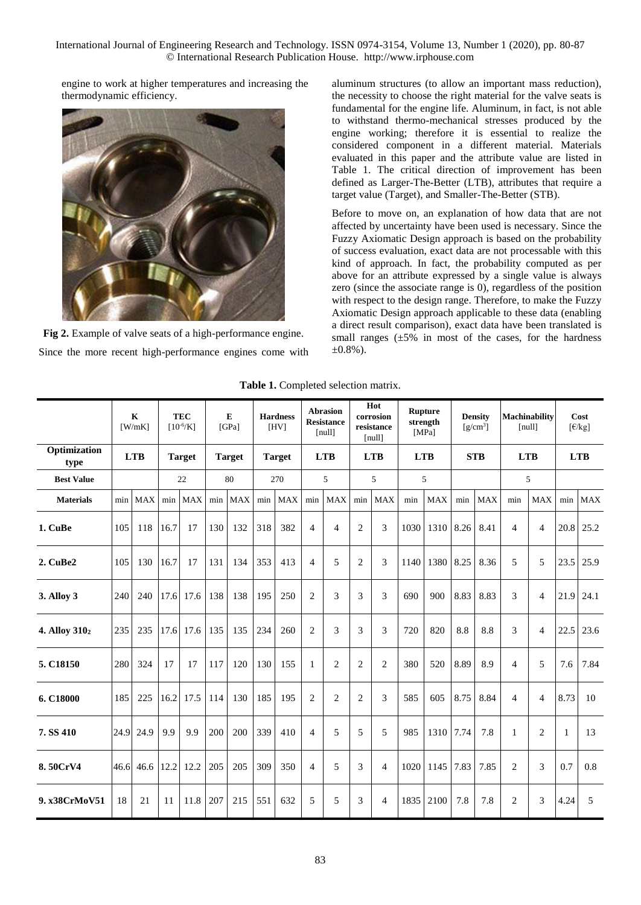engine to work at higher temperatures and increasing the thermodynamic efficiency.

**Fig 2.** Example of valve seats of a high-performance engine.

Since the more recent high-performance engines come with aluminum structures (to allow an important mass reduction), the necessity to choose the right material for the valve seats is fundamental for the engine life. Aluminum, in fact, is not able to withstand thermo-mechanical stresses produced by the engine working; therefore it is essential to realize the considered component in a different material. Materials evaluated in this paper and the attribute value are listed in Table 1. The critical direction of improvement has been defined as Larger-The-Better (LTB), attributes that require a target value (Target), and Smaller-The-Better (STB).

Before to move on, an explanation of how data that are not affected by uncertainty have been used is necessary. Since the Fuzzy Axiomatic Design approach is based on the probability of success evaluation, exact data are not processable with this kind of approach. In fact, the probability computed as per above for an attribute expressed by a single value is always zero (since the associate range is 0), regardless of the position with respect to the design range. Therefore, to make the Fuzzy Axiomatic Design approach applicable to these data (enabling a direct result comparison), exact data have been translated is small ranges (±5% in most of the cases, for the hardness ±0.8%).

**Table 1.** Completed selection matrix.

| | K [W/mK] | | TEC [$10^{-6}$/K] | | E [GPa] | | Hardness [HV] | | Abrasion Resistance [null] | | Hot corrosion resistance [null] | | Rupture strength [MPa] | | Density [g/cm³] | | Machinability [null] | | Cost [€/kg] | |
|---|---|---|---|---|---|---|---|---|---|---|---|---|---|---|---|---|---|---|---|---|
| **Optimization type** | **LTB** | | **Target** | | **Target** | | **Target** | | **LTB** | | **LTB** | | **LTB** | | **STB** | | **LTB** | | **LTB** | |
| **Best Value** | | | 22 | | 80 | | 270 | | 5 | | 5 | | 5 | | | | 5 | | | |
| **Materials** | min | MAX | min | MAX | min | MAX | min | MAX | min | MAX | min | MAX | min | MAX | min | MAX | min | MAX | min | MAX |
| **1. CuBe** | 105 | 118 | 16.7 | 17 | 130 | 132 | 318 | 382 | 4 | 4 | 2 | 3 | 1030 | 1310 | 8.26 | 8.41 | 4 | 4 | 20.8 | 25.2 |
| **2. CuBe2** | 105 | 130 | 16.7 | 17 | 131 | 134 | 353 | 413 | 4 | 5 | 2 | 3 | 1140 | 1380 | 8.25 | 8.36 | 5 | 5 | 23.5 | 25.9 |
| **3. Alloy 3** | 240 | 240 | 17.6 | 17.6 | 138 | 138 | 195 | 250 | 2 | 3 | 3 | 3 | 690 | 900 | 8.83 | 8.83 | 3 | 4 | 21.9 | 24.1 |
| **4. Alloy 310$_2$** | 235 | 235 | 17.6 | 17.6 | 135 | 135 | 234 | 260 | 2 | 3 | 3 | 3 | 720 | 820 | 8.8 | 8.8 | 3 | 4 | 22.5 | 23.6 |
| **5. C18150** | 280 | 324 | 17 | 17 | 117 | 120 | 130 | 155 | 1 | 2 | 2 | 2 | 380 | 520 | 8.89 | 8.9 | 4 | 5 | 7.6 | 7.84 |
| **6. C18000** | 185 | 225 | 16.2 | 17.5 | 114 | 130 | 185 | 195 | 2 | 2 | 2 | 3 | 585 | 605 | 8.75 | 8.84 | 4 | 4 | 8.73 | 10 |
| **7. SS 410** | 24.9 | 24.9 | 9.9 | 9.9 | 200 | 200 | 339 | 410 | 4 | 5 | 5 | 5 | 985 | 1310 | 7.74 | 7.8 | 1 | 2 | 1 | 13 |
| **8. 50CrV4** | 46.6 | 46.6 | 12.2 | 12.2 | 205 | 205 | 309 | 350 | 4 | 5 | 3 | 4 | 1020 | 1145 | 7.83 | 7.85 | 2 | 3 | 0.7 | 0.8 |
| **9. x38CrMoV51** | 18 | 21 | 11 | 11.8 | 207 | 215 | 551 | 632 | 5 | 5 | 3 | 4 | 1835 | 2100 | 7.8 | 7.8 | 2 | 3 | 4.24 | 5 |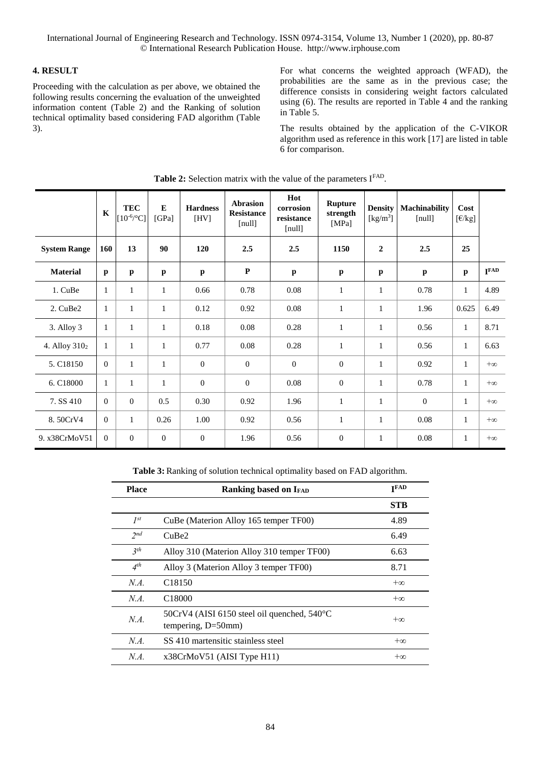## 4. RESULT

Proceeding with the calculation as per above, we obtained the following results concerning the evaluation of the unweighted information content (Table 2) and the Ranking of solution technical optimality based considering FAD algorithm (Table 3).

For what concerns the weighted approach (WFAD), the probabilities are the same as in the previous case; the difference consists in considering weight factors calculated using (6). The results are reported in Table 4 and the ranking in Table 5.

The results obtained by the application of the C-VIKOR algorithm used as reference in this work [17] are listed in table 6 for comparison.

**Table 2:** Selection matrix with the value of the parameters $I^{FAD}$.

| | K | TEC [$10^{-6}$/°C] | E [GPa] | Hardness [HV] | Abrasion Resistance [null] | Hot corrosion resistance [null] | Rupture strength [MPa] | Density [kg/m$^3$] | Machinability [null] | Cost [€/kg] | |
|---|---|---|---|---|---|---|---|---|---|---|---|
| **System Range** | **160** | **13** | **90** | **120** | **2.5** | **2.5** | **1150** | **2** | **2.5** | **25** | |
| **Material** | **p** | **p** | **p** | **p** | **P** | **p** | **p** | **p** | **p** | **p** | **$I^{FAD}$** |
| 1. CuBe | 1 | 1 | 1 | 0.66 | 0.78 | 0.08 | 1 | 1 | 0.78 | 1 | 4.89 |
| 2. CuBe2 | 1 | 1 | 1 | 0.12 | 0.92 | 0.08 | 1 | 1 | 1.96 | 0.625 | 6.49 |
| 3. Alloy 3 | 1 | 1 | 1 | 0.18 | 0.08 | 0.28 | 1 | 1 | 0.56 | 1 | 8.71 |
| 4. Alloy $310_2$ | 1 | 1 | 1 | 0.77 | 0.08 | 0.28 | 1 | 1 | 0.56 | 1 | 6.63 |
| 5. C18150 | 0 | 1 | 1 | 0 | 0 | 0 | 0 | 1 | 0.92 | 1 | $+\infty$ |
| 6. C18000 | 1 | 1 | 1 | 0 | 0 | 0.08 | 0 | 1 | 0.78 | 1 | $+\infty$ |
| 7. SS 410 | 0 | 0 | 0.5 | 0.30 | 0.92 | 1.96 | 1 | 1 | 0 | 1 | $+\infty$ |
| 8. 50CrV4 | 0 | 1 | 0.26 | 1.00 | 0.92 | 0.56 | 1 | 1 | 0.08 | 1 | $+\infty$ |
| 9. x38CrMoV51 | 0 | 0 | 0 | 0 | 1.96 | 0.56 | 0 | 1 | 0.08 | 1 | $+\infty$ |

**Table 3:** Ranking of solution technical optimality based on FAD algorithm.

| Place | Ranking based on $I_{FAD}$ | $I^{FAD}$ |
|---|---|---|
| | | **STB** |
| *1st* | CuBe (Materion Alloy 165 temper TF00) | 4.89 |
| *2nd* | CuBe2 | 6.49 |
| *3th* | Alloy 310 (Materion Alloy 310 temper TF00) | 6.63 |
| *4th* | Alloy 3 (Materion Alloy 3 temper TF00) | 8.71 |
| *N.A.* | C18150 | $+\infty$ |
| *N.A.* | C18000 | $+\infty$ |
| *N.A.* | 50CrV4 (AISI 6150 steel oil quenched, 540°C tempering, D=50mm) | $+\infty$ |
| *N.A.* | SS 410 martensitic stainless steel | $+\infty$ |
| *N.A.* | x38CrMoV51 (AISI Type H11) | $+\infty$ |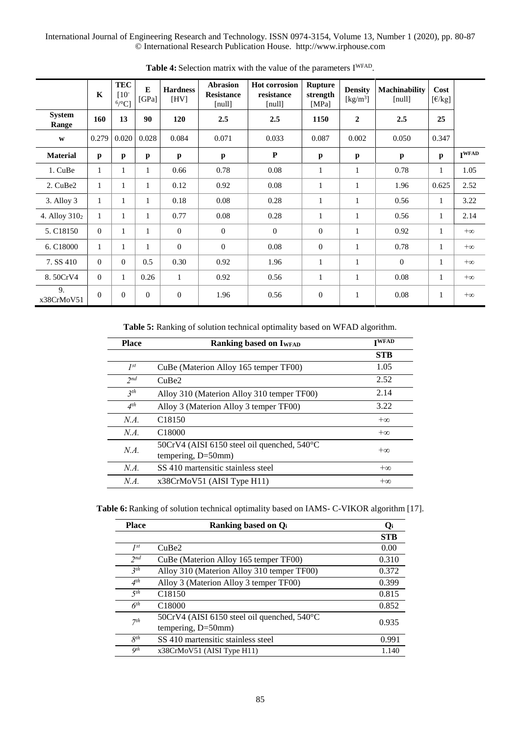**Table 4:** Selection matrix with the value of the parameters $I^{WFAD}$.

| | K | TEC [$10^{-6}$/°C] | E [GPa] | Hardness [HV] | Abrasion Resistance [null] | Hot corrosion resistance [null] | Rupture strength [MPa] | Density [kg/m$^3$] | Machinability [null] | Cost [€/kg] | |
|---|---|---|---|---|---|---|---|---|---|---|---|
| **System Range** | **160** | **13** | **90** | **120** | **2.5** | **2.5** | **1150** | **2** | **2.5** | **25** | |
| **w** | 0.279 | 0.020 | 0.028 | 0.084 | 0.071 | 0.033 | 0.087 | 0.002 | 0.050 | 0.347 | |
| **Material** | **p** | **p** | **p** | **p** | **p** | **P** | **p** | **p** | **p** | **p** | $\mathbf{I^{WFAD}}$ |
| 1. CuBe | 1 | 1 | 1 | 0.66 | 0.78 | 0.08 | 1 | 1 | 0.78 | 1 | 1.05 |
| 2. CuBe2 | 1 | 1 | 1 | 0.12 | 0.92 | 0.08 | 1 | 1 | 1.96 | 0.625 | 2.52 |
| 3. Alloy 3 | 1 | 1 | 1 | 0.18 | 0.08 | 0.28 | 1 | 1 | 0.56 | 1 | 3.22 |
| 4. Alloy $310_2$ | 1 | 1 | 1 | 0.77 | 0.08 | 0.28 | 1 | 1 | 0.56 | 1 | 2.14 |
| 5. C18150 | 0 | 1 | 1 | 0 | 0 | 0 | 0 | 1 | 0.92 | 1 | $+\infty$ |
| 6. C18000 | 1 | 1 | 1 | 0 | 0 | 0.08 | 0 | 1 | 0.78 | 1 | $+\infty$ |
| 7. SS 410 | 0 | 0 | 0.5 | 0.30 | 0.92 | 1.96 | 1 | 1 | 0 | 1 | $+\infty$ |
| 8. 50CrV4 | 0 | 1 | 0.26 | 1 | 0.92 | 0.56 | 1 | 1 | 0.08 | 1 | $+\infty$ |
| 9. x38CrMoV51 | 0 | 0 | 0 | 0 | 1.96 | 0.56 | 0 | 1 | 0.08 | 1 | $+\infty$ |

**Table 5:** Ranking of solution technical optimality based on WFAD algorithm.

| Place | Ranking based on $\mathbf{I_{WFAD}}$ | $\mathbf{I^{WFAD}}$ |
|---|---|---|
| | | **STB** |
| *1st* | CuBe (Materion Alloy 165 temper TF00) | 1.05 |
| *2nd* | CuBe2 | 2.52 |
| *3th* | Alloy 310 (Materion Alloy 310 temper TF00) | 2.14 |
| *4th* | Alloy 3 (Materion Alloy 3 temper TF00) | 3.22 |
| *N.A.* | C18150 | $+\infty$ |
| *N.A.* | C18000 | $+\infty$ |
| *N.A.* | 50CrV4 (AISI 6150 steel oil quenched, 540°C tempering, D=50mm) | $+\infty$ |
| *N.A.* | SS 410 martensitic stainless steel | $+\infty$ |
| *N.A.* | x38CrMoV51 (AISI Type H11) | $+\infty$ |

**Table 6:** Ranking of solution technical optimality based on IAMS- C-VIKOR algorithm [17].

| Place | Ranking based on $\mathbf{Q_i}$ | $\mathbf{Q_i}$ |
|---|---|---|
| | | **STB** |
| *1st* | CuBe2 | 0.00 |
| *2nd* | CuBe (Materion Alloy 165 temper TF00) | 0.310 |
| *3th* | Alloy 310 (Materion Alloy 310 temper TF00) | 0.372 |
| *4th* | Alloy 3 (Materion Alloy 3 temper TF00) | 0.399 |
| *5th* | C18150 | 0.815 |
| *6th* | C18000 | 0.852 |
| *7th* | 50CrV4 (AISI 6150 steel oil quenched, 540°C tempering, D=50mm) | 0.935 |
| *8th* | SS 410 martensitic stainless steel | 0.991 |
| *9th* | x38CrMoV51 (AISI Type H11) | 1.140 |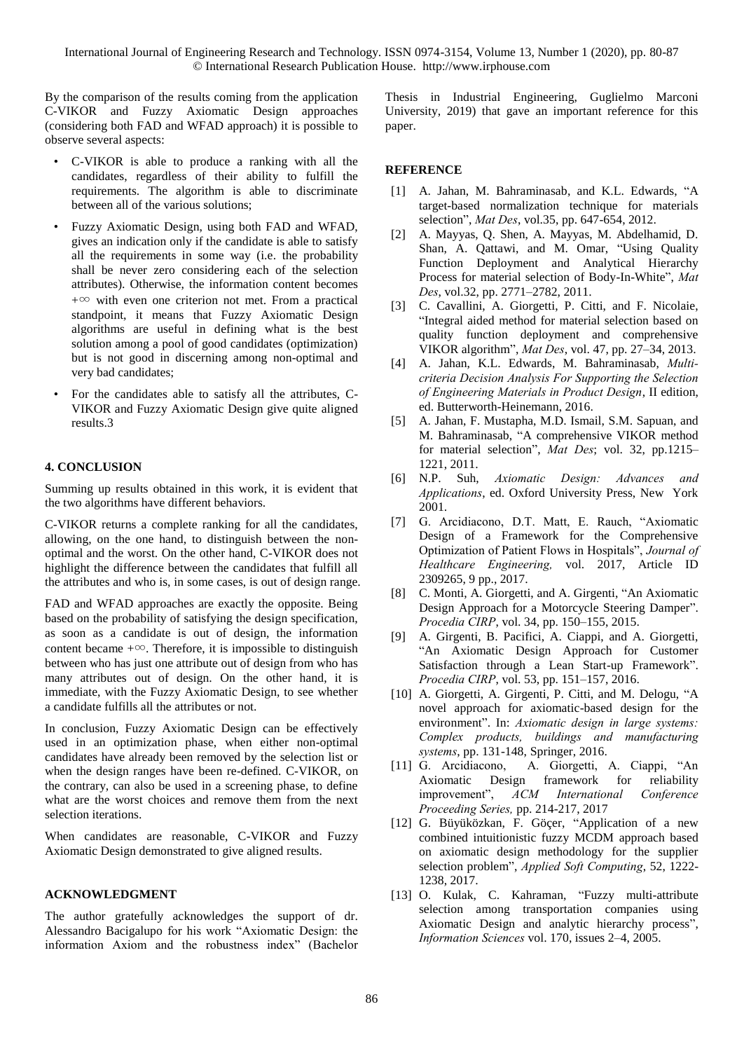By the comparison of the results coming from the application C-VIKOR and Fuzzy Axiomatic Design approaches (considering both FAD and WFAD approach) it is possible to observe several aspects:

- C-VIKOR is able to produce a ranking with all the candidates, regardless of their ability to fulfill the requirements. The algorithm is able to discriminate between all of the various solutions;
- Fuzzy Axiomatic Design, using both FAD and WFAD, gives an indication only if the candidate is able to satisfy all the requirements in some way (i.e. the probability shall be never zero considering each of the selection attributes). Otherwise, the information content becomes $+\infty$ with even one criterion not met. From a practical standpoint, it means that Fuzzy Axiomatic Design algorithms are useful in defining what is the best solution among a pool of good candidates (optimization) but is not good in discerning among non-optimal and very bad candidates;
- For the candidates able to satisfy all the attributes, C-VIKOR and Fuzzy Axiomatic Design give quite aligned results.3

## 4. CONCLUSION

Summing up results obtained in this work, it is evident that the two algorithms have different behaviors.

C-VIKOR returns a complete ranking for all the candidates, allowing, on the one hand, to distinguish between the non-optimal and the worst. On the other hand, C-VIKOR does not highlight the difference between the candidates that fulfill all the attributes and who is, in some cases, is out of design range.

FAD and WFAD approaches are exactly the opposite. Being based on the probability of satisfying the design specification, as soon as a candidate is out of design, the information content became $+\infty$. Therefore, it is impossible to distinguish between who has just one attribute out of design from who has many attributes out of design. On the other hand, it is immediate, with the Fuzzy Axiomatic Design, to see whether a candidate fulfills all the attributes or not.

In conclusion, Fuzzy Axiomatic Design can be effectively used in an optimization phase, when either non-optimal candidates have already been removed by the selection list or when the design ranges have been re-defined. C-VIKOR, on the contrary, can also be used in a screening phase, to define what are the worst choices and remove them from the next selection iterations.

When candidates are reasonable, C-VIKOR and Fuzzy Axiomatic Design demonstrated to give aligned results.

## ACKNOWLEDGMENT

The author gratefully acknowledges the support of dr. Alessandro Bacigalupo for his work "Axiomatic Design: the information Axiom and the robustness index" (Bachelor Thesis in Industrial Engineering, Guglielmo Marconi University, 2019) that gave an important reference for this paper.

## REFERENCE

[1] A. Jahan, M. Bahraminasab, and K.L. Edwards, "A target-based normalization technique for materials selection", *Mat Des*, vol.35, pp. 647-654, 2012.

[2] A. Mayyas, Q. Shen, A. Mayyas, M. Abdelhamid, D. Shan, A. Qattawi, and M. Omar, "Using Quality Function Deployment and Analytical Hierarchy Process for material selection of Body-In-White", *Mat Des*, vol.32, pp. 2771–2782, 2011.

[3] C. Cavallini, A. Giorgetti, P. Citti, and F. Nicolaie, "Integral aided method for material selection based on quality function deployment and comprehensive VIKOR algorithm", *Mat Des*, vol. 47, pp. 27–34, 2013.

[4] A. Jahan, K.L. Edwards, M. Bahraminasab, *Multi-criteria Decision Analysis For Supporting the Selection of Engineering Materials in Product Design*, II edition, ed. Butterworth-Heinemann, 2016.

[5] A. Jahan, F. Mustapha, M.D. Ismail, S.M. Sapuan, and M. Bahraminasab, "A comprehensive VIKOR method for material selection", *Mat Des*; vol. 32, pp.1215–1221, 2011.

[6] N.P. Suh, *Axiomatic Design: Advances and Applications*, ed. Oxford University Press, New York 2001.

[7] G. Arcidiacono, D.T. Matt, E. Rauch, "Axiomatic Design of a Framework for the Comprehensive Optimization of Patient Flows in Hospitals", *Journal of Healthcare Engineering,* vol. 2017, Article ID 2309265, 9 pp., 2017.

[8] C. Monti, A. Giorgetti, and A. Girgenti, "An Axiomatic Design Approach for a Motorcycle Steering Damper". *Procedia CIRP*, vol. 34, pp. 150–155, 2015.

[9] A. Girgenti, B. Pacifici, A. Ciappi, and A. Giorgetti, "An Axiomatic Design Approach for Customer Satisfaction through a Lean Start-up Framework". *Procedia CIRP*, vol. 53, pp. 151–157, 2016.

[10] A. Giorgetti, A. Girgenti, P. Citti, and M. Delogu, "A novel approach for axiomatic-based design for the environment". In: *Axiomatic design in large systems: Complex products, buildings and manufacturing systems*, pp. 131-148, Springer, 2016.

[11] G. Arcidiacono, A. Giorgetti, A. Ciappi, "An Axiomatic Design framework for reliability improvement", *ACM International Conference Proceeding Series,* pp. 214-217, 2017

[12] G. Büyüközkan, F. Göçer, "Application of a new combined intuitionistic fuzzy MCDM approach based on axiomatic design methodology for the supplier selection problem", *Applied Soft Computing*, 52, 1222-1238, 2017.

[13] O. Kulak, C. Kahraman, "Fuzzy multi-attribute selection among transportation companies using Axiomatic Design and analytic hierarchy process", *Information Sciences* vol. 170, issues 2–4, 2005.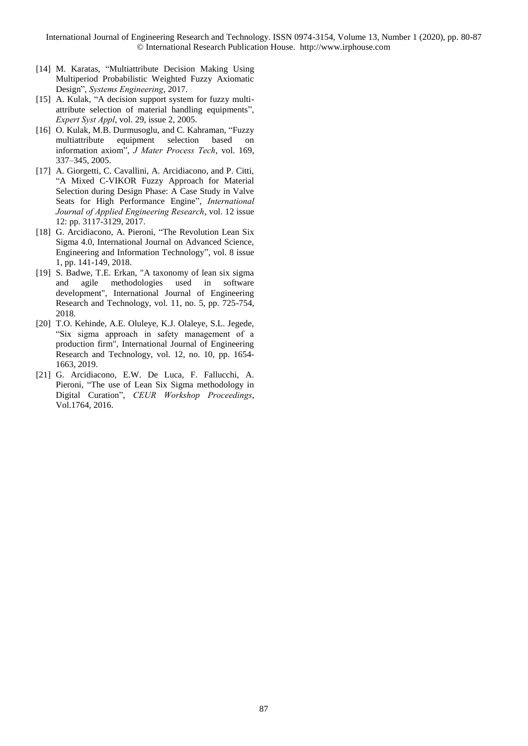[14] M. Karatas, "Multiattribute Decision Making Using Multiperiod Probabilistic Weighted Fuzzy Axiomatic Design", *Systems Engineering*, 2017.

[15] A. Kulak, "A decision support system for fuzzy multi-attribute selection of material handling equipments", *Expert Syst Appl*, vol. 29, issue 2, 2005.

[16] O. Kulak, M.B. Durmusoglu, and C. Kahraman, "Fuzzy multiattribute equipment selection based on information axiom", *J Mater Process Tech*, vol. 169, 337–345, 2005.

[17] A. Giorgetti, C. Cavallini, A. Arcidiacono, and P. Citti, "A Mixed C-VIKOR Fuzzy Approach for Material Selection during Design Phase: A Case Study in Valve Seats for High Performance Engine", *International Journal of Applied Engineering Research*, vol. 12 issue 12: pp. 3117-3129, 2017.

[18] G. Arcidiacono, A. Pieroni, "The Revolution Lean Six Sigma 4.0, International Journal on Advanced Science, Engineering and Information Technology", vol. 8 issue 1, pp. 141-149, 2018.

[19] S. Badwe, T.E. Erkan, "A taxonomy of lean six sigma and agile methodologies used in software development", International Journal of Engineering Research and Technology, vol. 11, no. 5, pp. 725-754, 2018.

[20] T.O. Kehinde, A.E. Oluleye, K.J. Olaleye, S.L. Jegede, "Six sigma approach in safety management of a production firm", International Journal of Engineering Research and Technology, vol. 12, no. 10, pp. 1654-1663, 2019.

[21] G. Arcidiacono, E.W. De Luca, F. Fallucchi, A. Pieroni, "The use of Lean Six Sigma methodology in Digital Curation", *CEUR Workshop Proceedings*, Vol.1764, 2016.